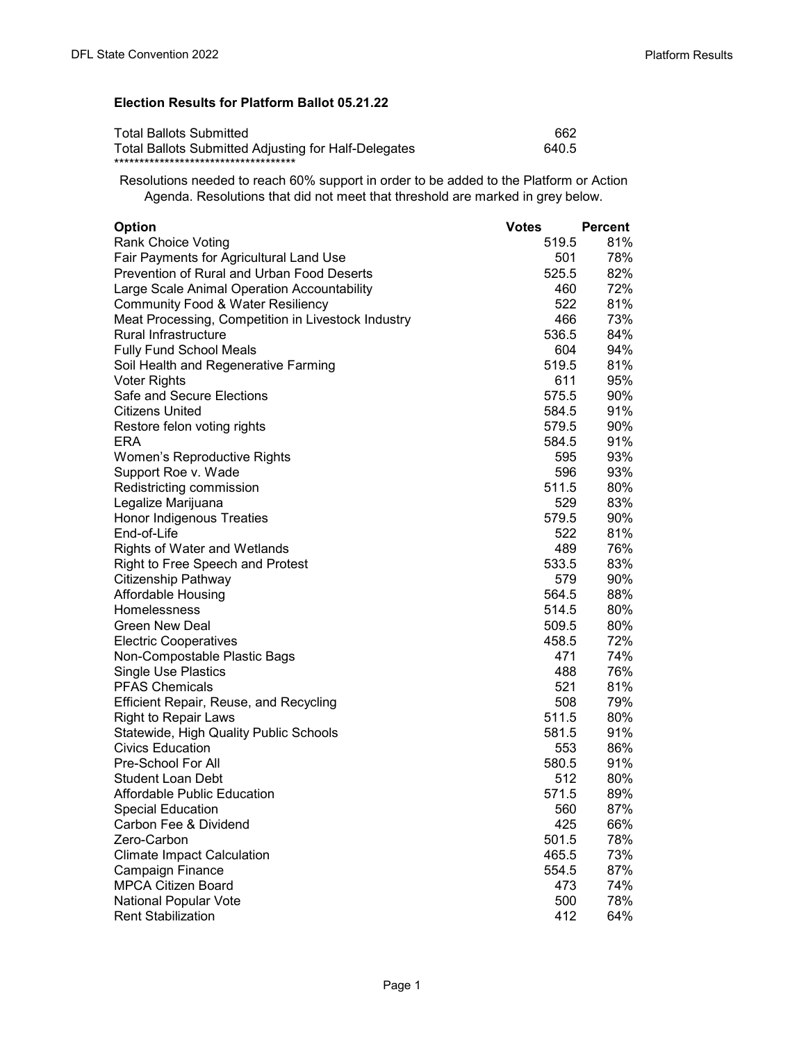### Election Results for Platform Ballot 05.21.22

| | |
|---|---|
| Total Ballots Submitted | 662 |
| Total Ballots Submitted Adjusting for Half-Delegates | 640.5 |

************************************

Resolutions needed to reach 60% support in order to be added to the Platform or Action Agenda. Resolutions that did not meet that threshold are marked in grey below.

| Option | Votes | Percent |
|---|---|---|
| Rank Choice Voting | 519.5 | 81% |
| Fair Payments for Agricultural Land Use | 501 | 78% |
| Prevention of Rural and Urban Food Deserts | 525.5 | 82% |
| Large Scale Animal Operation Accountability | 460 | 72% |
| Community Food & Water Resiliency | 522 | 81% |
| Meat Processing, Competition in Livestock Industry | 466 | 73% |
| Rural Infrastructure | 536.5 | 84% |
| Fully Fund School Meals | 604 | 94% |
| Soil Health and Regenerative Farming | 519.5 | 81% |
| Voter Rights | 611 | 95% |
| Safe and Secure Elections | 575.5 | 90% |
| Citizens United | 584.5 | 91% |
| Restore felon voting rights | 579.5 | 90% |
| ERA | 584.5 | 91% |
| Women's Reproductive Rights | 595 | 93% |
| Support Roe v. Wade | 596 | 93% |
| Redistricting commission | 511.5 | 80% |
| Legalize Marijuana | 529 | 83% |
| Honor Indigenous Treaties | 579.5 | 90% |
| End-of-Life | 522 | 81% |
| Rights of Water and Wetlands | 489 | 76% |
| Right to Free Speech and Protest | 533.5 | 83% |
| Citizenship Pathway | 579 | 90% |
| Affordable Housing | 564.5 | 88% |
| Homelessness | 514.5 | 80% |
| Green New Deal | 509.5 | 80% |
| Electric Cooperatives | 458.5 | 72% |
| Non-Compostable Plastic Bags | 471 | 74% |
| Single Use Plastics | 488 | 76% |
| PFAS Chemicals | 521 | 81% |
| Efficient Repair, Reuse, and Recycling | 508 | 79% |
| Right to Repair Laws | 511.5 | 80% |
| Statewide, High Quality Public Schools | 581.5 | 91% |
| Civics Education | 553 | 86% |
| Pre-School For All | 580.5 | 91% |
| Student Loan Debt | 512 | 80% |
| Affordable Public Education | 571.5 | 89% |
| Special Education | 560 | 87% |
| Carbon Fee & Dividend | 425 | 66% |
| Zero-Carbon | 501.5 | 78% |
| Climate Impact Calculation | 465.5 | 73% |
| Campaign Finance | 554.5 | 87% |
| MPCA Citizen Board | 473 | 74% |
| National Popular Vote | 500 | 78% |
| Rent Stabilization | 412 | 64% |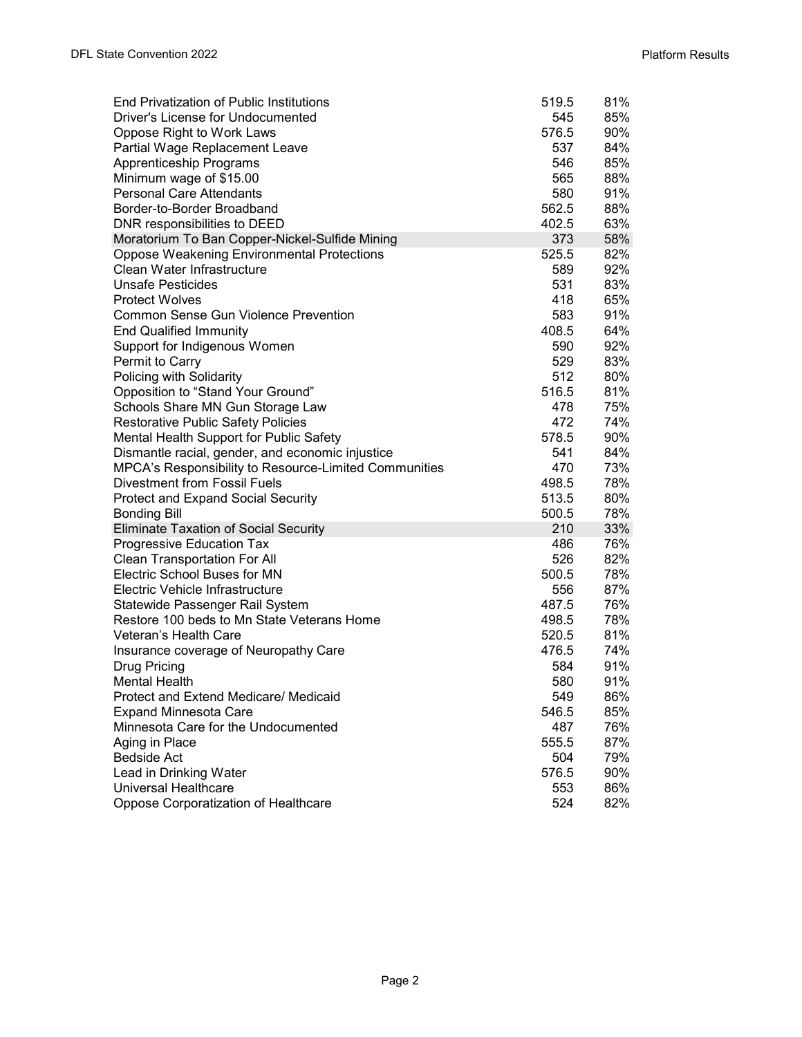| | | |
|---|---|---|
| End Privatization of Public Institutions | 519.5 | 81% |
| Driver's License for Undocumented | 545 | 85% |
| Oppose Right to Work Laws | 576.5 | 90% |
| Partial Wage Replacement Leave | 537 | 84% |
| Apprenticeship Programs | 546 | 85% |
| Minimum wage of $15.00 | 565 | 88% |
| Personal Care Attendants | 580 | 91% |
| Border-to-Border Broadband | 562.5 | 88% |
| DNR responsibilities to DEED | 402.5 | 63% |
| Moratorium To Ban Copper-Nickel-Sulfide Mining | 373 | 58% |
| Oppose Weakening Environmental Protections | 525.5 | 82% |
| Clean Water Infrastructure | 589 | 92% |
| Unsafe Pesticides | 531 | 83% |
| Protect Wolves | 418 | 65% |
| Common Sense Gun Violence Prevention | 583 | 91% |
| End Qualified Immunity | 408.5 | 64% |
| Support for Indigenous Women | 590 | 92% |
| Permit to Carry | 529 | 83% |
| Policing with Solidarity | 512 | 80% |
| Opposition to "Stand Your Ground" | 516.5 | 81% |
| Schools Share MN Gun Storage Law | 478 | 75% |
| Restorative Public Safety Policies | 472 | 74% |
| Mental Health Support for Public Safety | 578.5 | 90% |
| Dismantle racial, gender, and economic injustice | 541 | 84% |
| MPCA's Responsibility to Resource-Limited Communities | 470 | 73% |
| Divestment from Fossil Fuels | 498.5 | 78% |
| Protect and Expand Social Security | 513.5 | 80% |
| Bonding Bill | 500.5 | 78% |
| Eliminate Taxation of Social Security | 210 | 33% |
| Progressive Education Tax | 486 | 76% |
| Clean Transportation For All | 526 | 82% |
| Electric School Buses for MN | 500.5 | 78% |
| Electric Vehicle Infrastructure | 556 | 87% |
| Statewide Passenger Rail System | 487.5 | 76% |
| Restore 100 beds to Mn State Veterans Home | 498.5 | 78% |
| Veteran's Health Care | 520.5 | 81% |
| Insurance coverage of Neuropathy Care | 476.5 | 74% |
| Drug Pricing | 584 | 91% |
| Mental Health | 580 | 91% |
| Protect and Extend Medicare/ Medicaid | 549 | 86% |
| Expand Minnesota Care | 546.5 | 85% |
| Minnesota Care for the Undocumented | 487 | 76% |
| Aging in Place | 555.5 | 87% |
| Bedside Act | 504 | 79% |
| Lead in Drinking Water | 576.5 | 90% |
| Universal Healthcare | 553 | 86% |
| Oppose Corporatization of Healthcare | 524 | 82% |